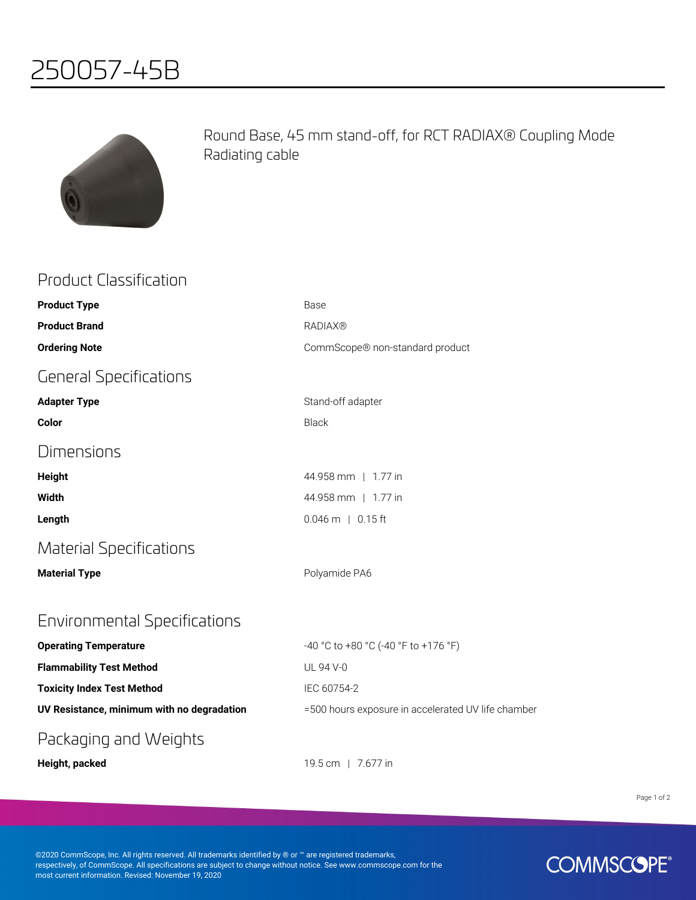# 250057-45B

Round Base, 45 mm stand-off, for RCT RADIAX® Coupling Mode Radiating cable

## Product Classification

| | |
|---|---|
| **Product Type** | Base |
| **Product Brand** | RADIAX® |
| **Ordering Note** | CommScope® non-standard product |

## General Specifications

| | |
|---|---|
| **Adapter Type** | Stand-off adapter |
| **Color** | Black |

## Dimensions

| | |
|---|---|
| **Height** | 44.958 mm \| 1.77 in |
| **Width** | 44.958 mm \| 1.77 in |
| **Length** | 0.046 m \| 0.15 ft |

## Material Specifications

| | |
|---|---|
| **Material Type** | Polyamide PA6 |

## Environmental Specifications

| | |
|---|---|
| **Operating Temperature** | -40 °C to +80 °C (-40 °F to +176 °F) |
| **Flammability Test Method** | UL 94 V-0 |
| **Toxicity Index Test Method** | IEC 60754-2 |
| **UV Resistance, minimum with no degradation** | =500 hours exposure in accelerated UV life chamber |

## Packaging and Weights

| | |
|---|---|
| **Height, packed** | 19.5 cm \| 7.677 in |

©2020 CommScope, Inc. All rights reserved. All trademarks identified by ® or ™ are registered trademarks, respectively, of CommScope. All specifications are subject to change without notice. See www.commscope.com for the most current information. Revised: November 19, 2020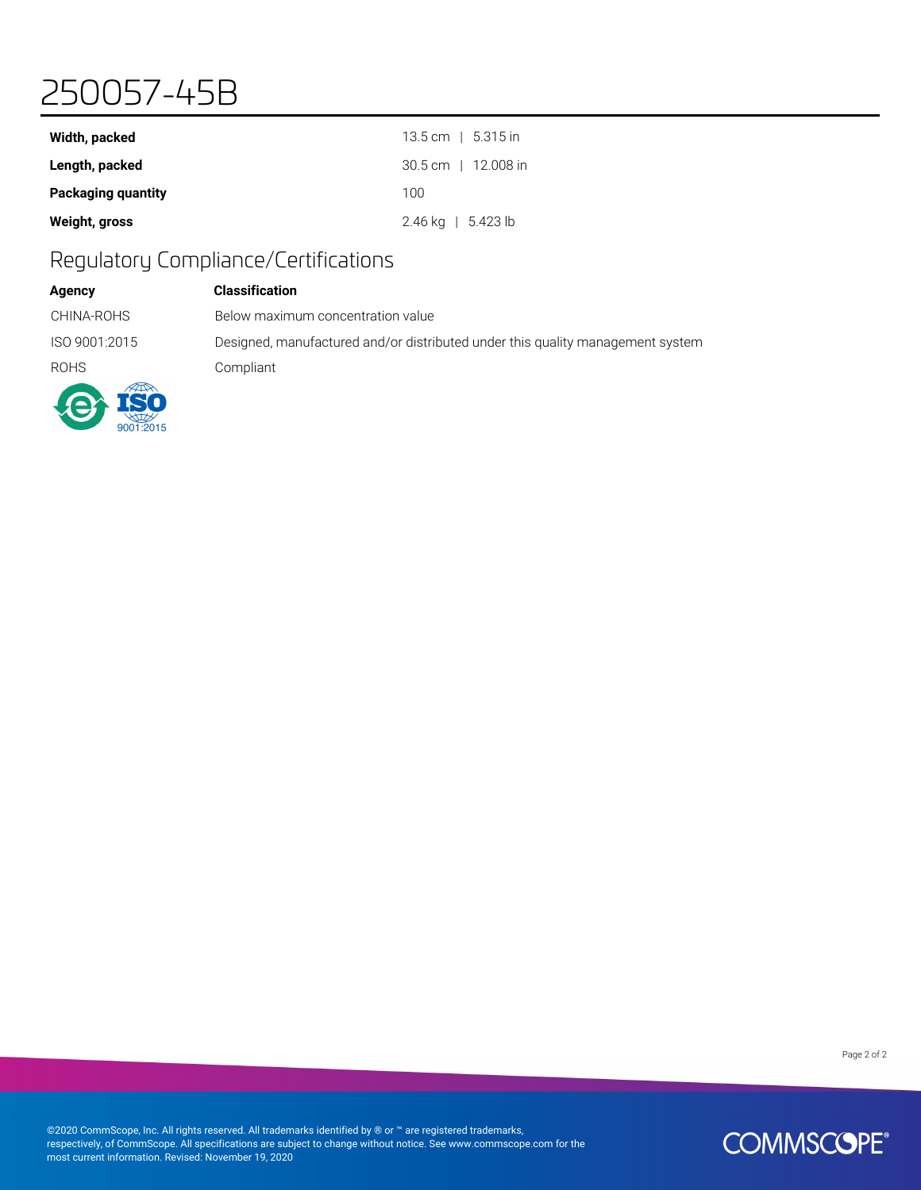# 250057-45B

| | |
|---|---|
| **Width, packed** | 13.5 cm \| 5.315 in |
| **Length, packed** | 30.5 cm \| 12.008 in |
| **Packaging quantity** | 100 |
| **Weight, gross** | 2.46 kg \| 5.423 lb |

## Regulatory Compliance/Certifications

| Agency | Classification |
|---|---|
| CHINA-ROHS | Below maximum concentration value |
| ISO 9001:2015 | Designed, manufactured and/or distributed under this quality management system |
| ROHS | Compliant |

©2020 CommScope, Inc. All rights reserved. All trademarks identified by ® or ™ are registered trademarks, respectively, of CommScope. All specifications are subject to change without notice. See www.commscope.com for the most current information. Revised: November 19, 2020

COMMSCOPE®